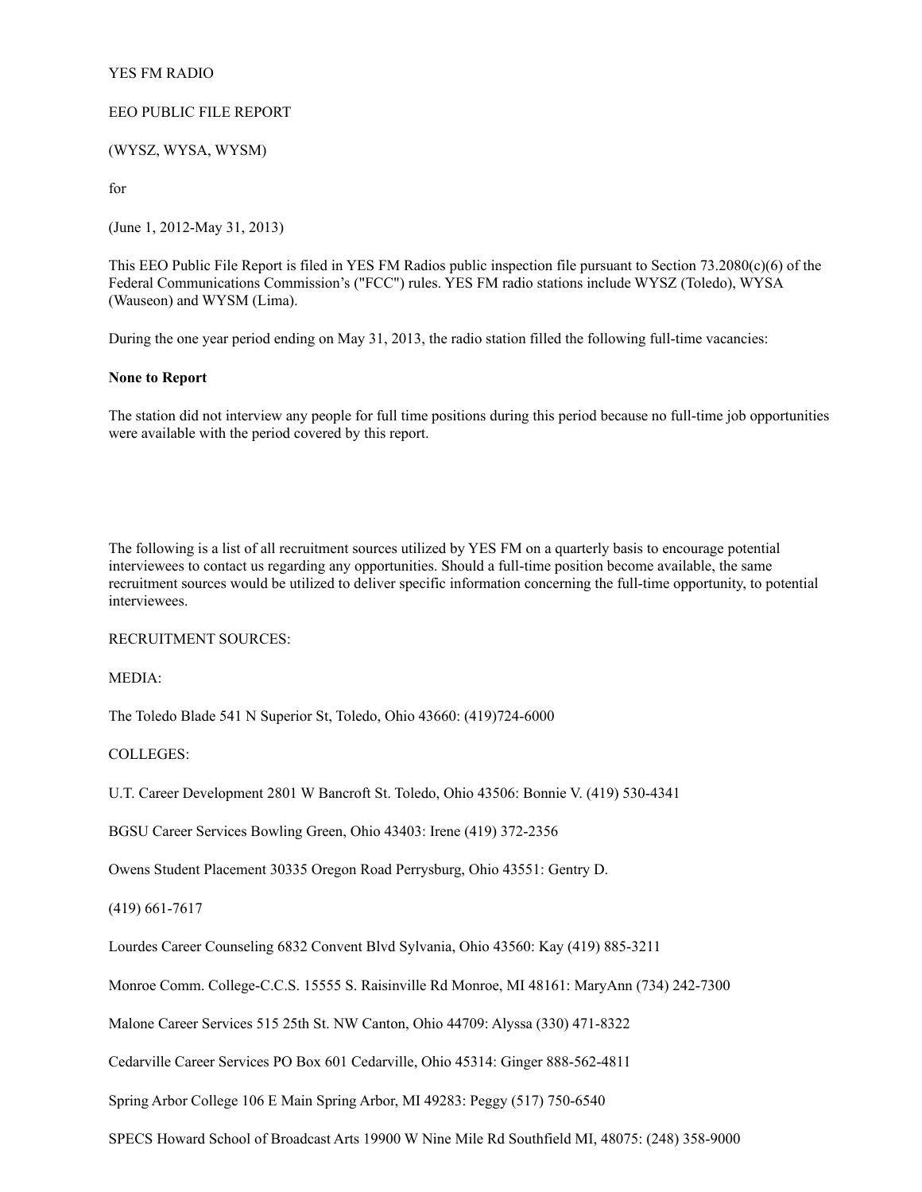YES FM RADIO

EEO PUBLIC FILE REPORT

(WYSZ, WYSA, WYSM)

for

(June 1, 2012-May 31, 2013)

This EEO Public File Report is filed in YES FM Radios public inspection file pursuant to Section 73.2080(c)(6) of the Federal Communications Commission's ("FCC") rules. YES FM radio stations include WYSZ (Toledo), WYSA (Wauseon) and WYSM (Lima).

During the one year period ending on May 31, 2013, the radio station filled the following full-time vacancies:

**None to Report**

The station did not interview any people for full time positions during this period because no full-time job opportunities were available with the period covered by this report.

The following is a list of all recruitment sources utilized by YES FM on a quarterly basis to encourage potential interviewees to contact us regarding any opportunities. Should a full-time position become available, the same recruitment sources would be utilized to deliver specific information concerning the full-time opportunity, to potential interviewees.

RECRUITMENT SOURCES:

MEDIA:

The Toledo Blade 541 N Superior St, Toledo, Ohio 43660: (419)724-6000

COLLEGES:

U.T. Career Development 2801 W Bancroft St. Toledo, Ohio 43506: Bonnie V. (419) 530-4341

BGSU Career Services Bowling Green, Ohio 43403: Irene (419) 372-2356

Owens Student Placement 30335 Oregon Road Perrysburg, Ohio 43551: Gentry D.

(419) 661-7617

Lourdes Career Counseling 6832 Convent Blvd Sylvania, Ohio 43560: Kay (419) 885-3211

Monroe Comm. College-C.C.S. 15555 S. Raisinville Rd Monroe, MI 48161: MaryAnn (734) 242-7300

Malone Career Services 515 25th St. NW Canton, Ohio 44709: Alyssa (330) 471-8322

Cedarville Career Services PO Box 601 Cedarville, Ohio 45314: Ginger 888-562-4811

Spring Arbor College 106 E Main Spring Arbor, MI 49283: Peggy (517) 750-6540

SPECS Howard School of Broadcast Arts 19900 W Nine Mile Rd Southfield MI, 48075: (248) 358-9000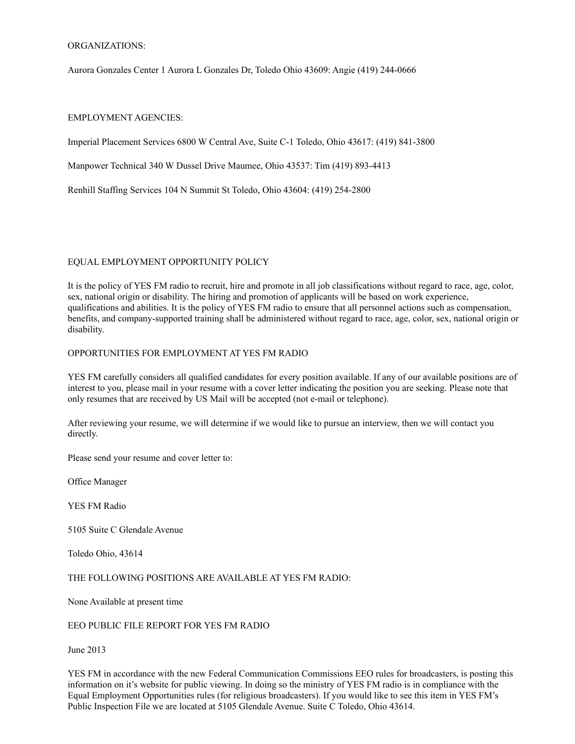ORGANIZATIONS:

Aurora Gonzales Center 1 Aurora L Gonzales Dr, Toledo Ohio 43609: Angie (419) 244-0666

EMPLOYMENT AGENCIES:

Imperial Placement Services 6800 W Central Ave, Suite C-1 Toledo, Ohio 43617: (419) 841-3800

Manpower Technical 340 W Dussel Drive Maumee, Ohio 43537: Tim (419) 893-4413

Renhill Staffing Services 104 N Summit St Toledo, Ohio 43604: (419) 254-2800

EQUAL EMPLOYMENT OPPORTUNITY POLICY

It is the policy of YES FM radio to recruit, hire and promote in all job classifications without regard to race, age, color, sex, national origin or disability. The hiring and promotion of applicants will be based on work experience, qualifications and abilities. It is the policy of YES FM radio to ensure that all personnel actions such as compensation, benefits, and company-supported training shall be administered without regard to race, age, color, sex, national origin or disability.

OPPORTUNITIES FOR EMPLOYMENT AT YES FM RADIO

YES FM carefully considers all qualified candidates for every position available. If any of our available positions are of interest to you, please mail in your resume with a cover letter indicating the position you are seeking. Please note that only resumes that are received by US Mail will be accepted (not e-mail or telephone).

After reviewing your resume, we will determine if we would like to pursue an interview, then we will contact you directly.

Please send your resume and cover letter to:

Office Manager

YES FM Radio

5105 Suite C Glendale Avenue

Toledo Ohio, 43614

THE FOLLOWING POSITIONS ARE AVAILABLE AT YES FM RADIO:

None Available at present time

EEO PUBLIC FILE REPORT FOR YES FM RADIO

June 2013

YES FM in accordance with the new Federal Communication Commissions EEO rules for broadcasters, is posting this information on it's website for public viewing. In doing so the ministry of YES FM radio is in compliance with the Equal Employment Opportunities rules (for religious broadcasters). If you would like to see this item in YES FM's Public Inspection File we are located at 5105 Glendale Avenue. Suite C Toledo, Ohio 43614.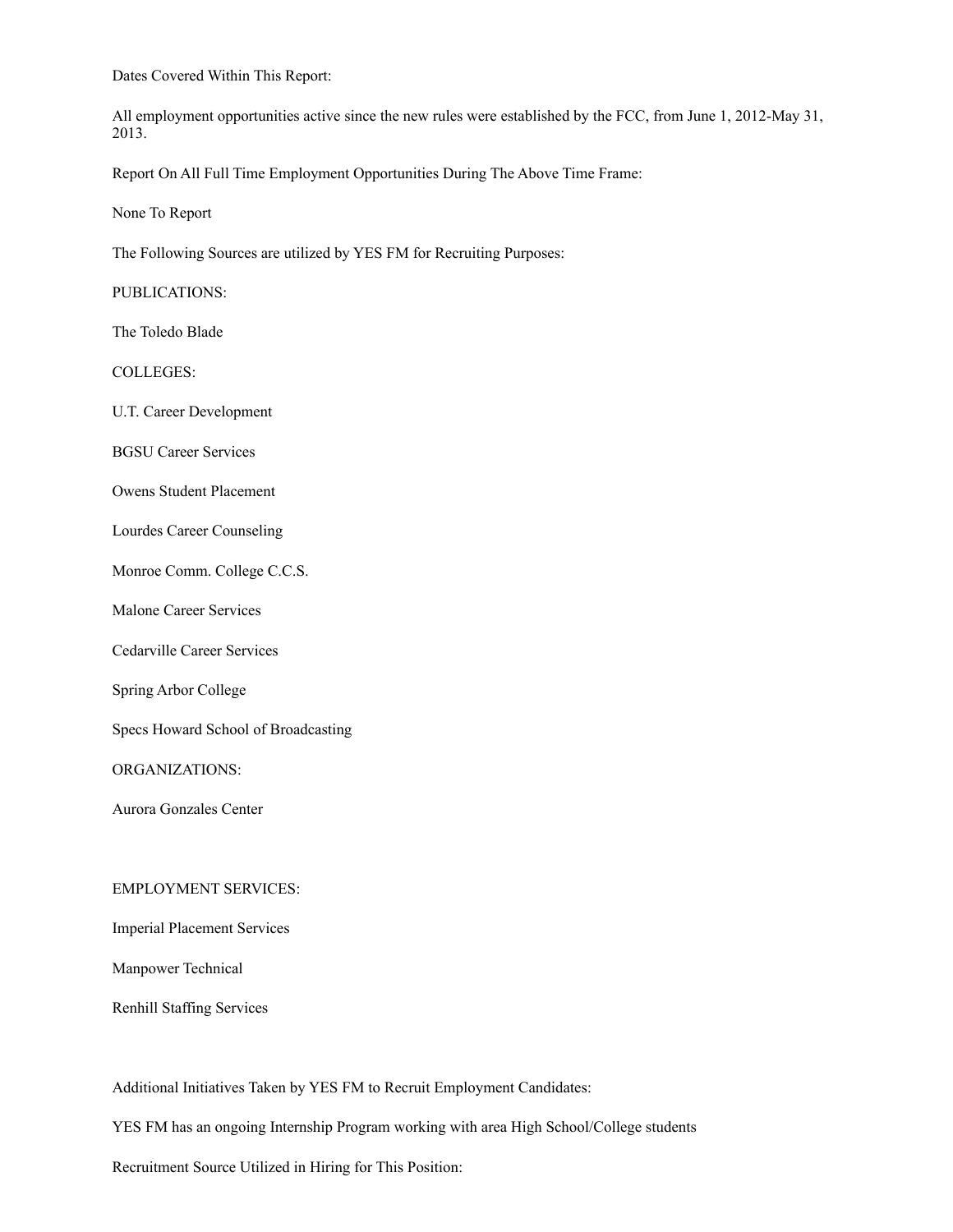Dates Covered Within This Report:

All employment opportunities active since the new rules were established by the FCC, from June 1, 2012-May 31, 2013.

Report On All Full Time Employment Opportunities During The Above Time Frame:

None To Report

The Following Sources are utilized by YES FM for Recruiting Purposes:

PUBLICATIONS:

The Toledo Blade

COLLEGES:

U.T. Career Development

BGSU Career Services

Owens Student Placement

Lourdes Career Counseling

Monroe Comm. College C.C.S.

Malone Career Services

Cedarville Career Services

Spring Arbor College

Specs Howard School of Broadcasting

ORGANIZATIONS:

Aurora Gonzales Center

EMPLOYMENT SERVICES:

Imperial Placement Services

Manpower Technical

Renhill Staffing Services

Additional Initiatives Taken by YES FM to Recruit Employment Candidates:

YES FM has an ongoing Internship Program working with area High School/College students

Recruitment Source Utilized in Hiring for This Position: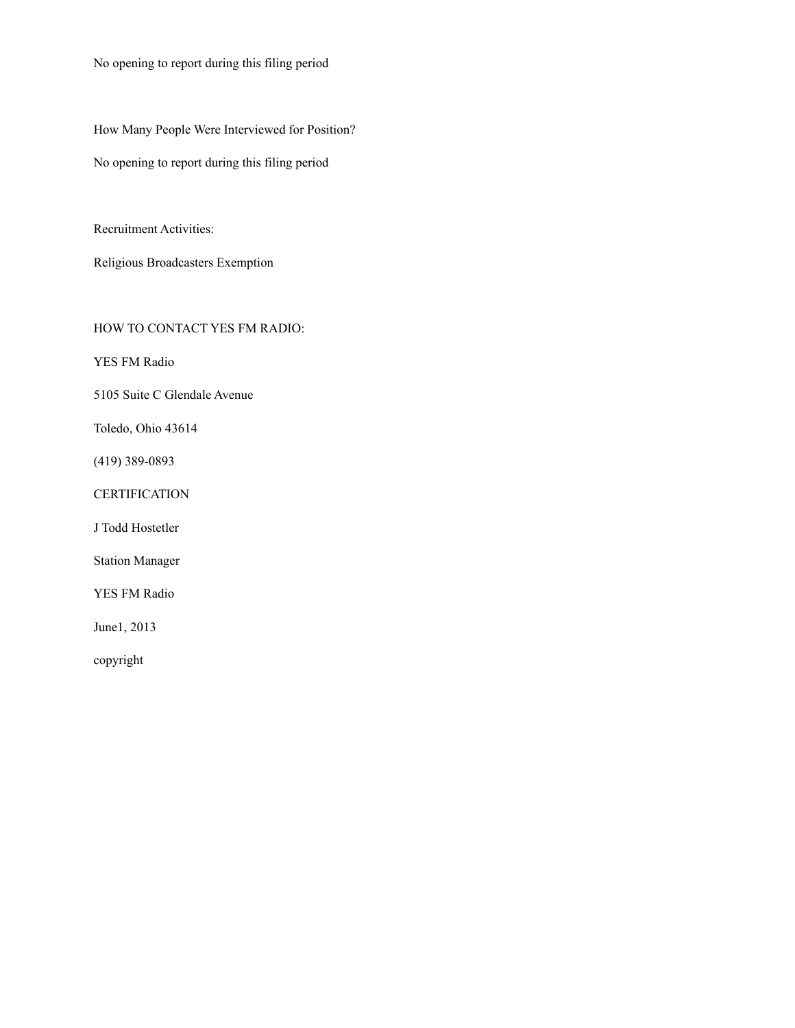No opening to report during this filing period

How Many People Were Interviewed for Position?

No opening to report during this filing period

Recruitment Activities:

Religious Broadcasters Exemption

HOW TO CONTACT YES FM RADIO:

YES FM Radio

5105 Suite C Glendale Avenue

Toledo, Ohio 43614

(419) 389-0893

CERTIFICATION

J Todd Hostetler

Station Manager

YES FM Radio

June1, 2013

copyright